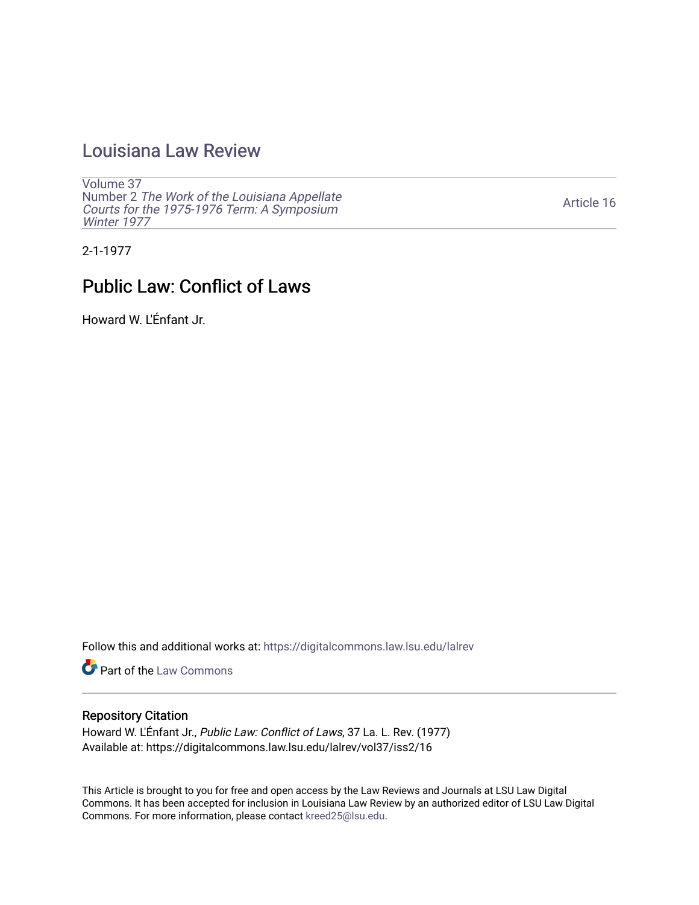# Louisiana Law Review

Volume 37
Number 2 *The Work of the Louisiana Appellate Courts for the 1975-1976 Term: A Symposium Winter 1977*

Article 16

2-1-1977

## Public Law: Conflict of Laws

Howard W. L'Énfant Jr.

Follow this and additional works at: https://digitalcommons.law.lsu.edu/lalrev

Part of the Law Commons

### Repository Citation

Howard W. L'Énfant Jr., *Public Law: Conflict of Laws*, 37 La. L. Rev. (1977)
Available at: https://digitalcommons.law.lsu.edu/lalrev/vol37/iss2/16

This Article is brought to you for free and open access by the Law Reviews and Journals at LSU Law Digital Commons. It has been accepted for inclusion in Louisiana Law Review by an authorized editor of LSU Law Digital Commons. For more information, please contact kreed25@lsu.edu.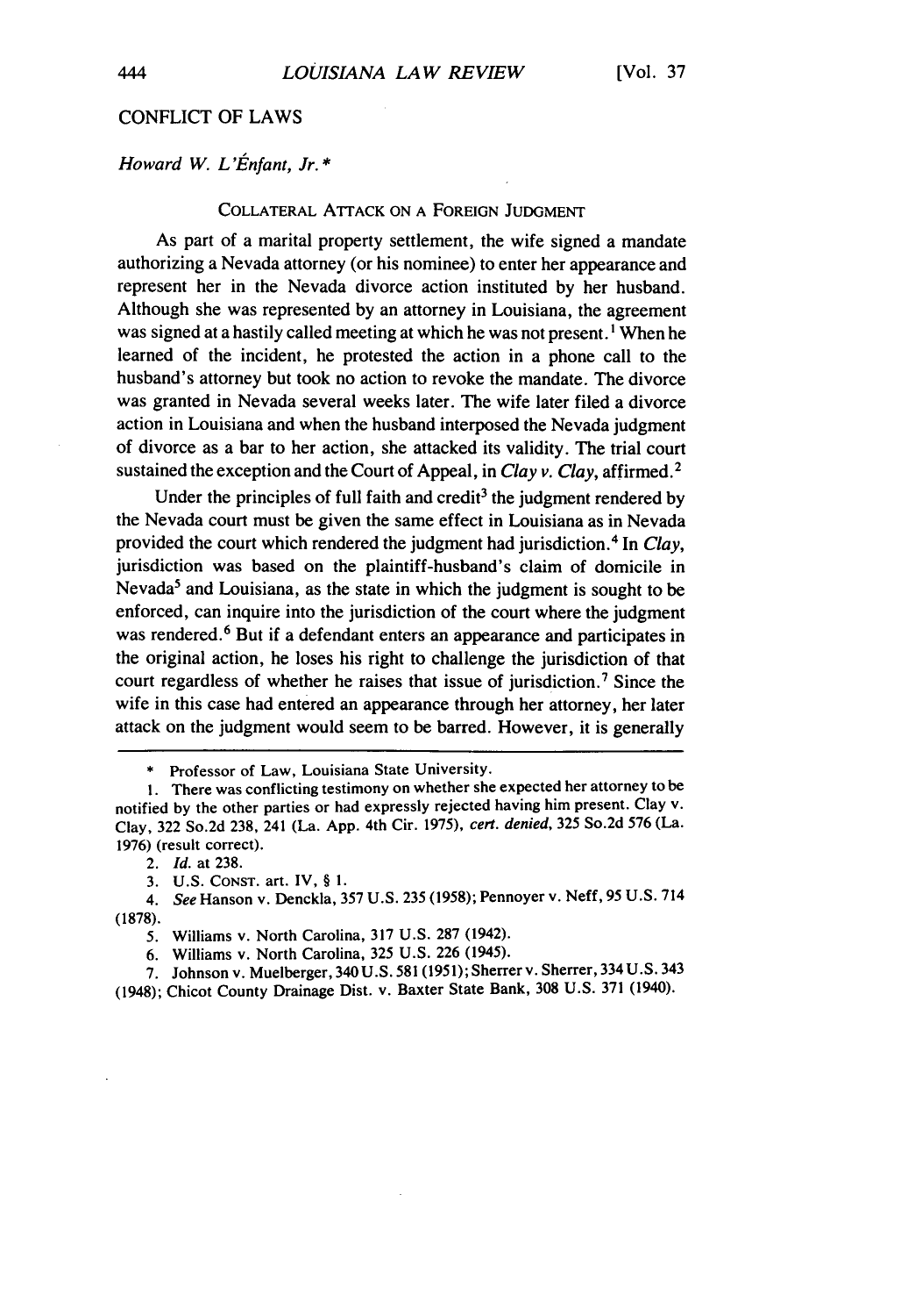## CONFLICT OF LAWS

*Howard W. L'Énfant, Jr.* *

### COLLATERAL ATTACK ON A FOREIGN JUDGMENT

As part of a marital property settlement, the wife signed a mandate authorizing a Nevada attorney (or his nominee) to enter her appearance and represent her in the Nevada divorce action instituted by her husband. Although she was represented by an attorney in Louisiana, the agreement was signed at a hastily called meeting at which he was not present.[1] When he learned of the incident, he protested the action in a phone call to the husband's attorney but took no action to revoke the mandate. The divorce was granted in Nevada several weeks later. The wife later filed a divorce action in Louisiana and when the husband interposed the Nevada judgment of divorce as a bar to her action, she attacked its validity. The trial court sustained the exception and the Court of Appeal, in *Clay v. Clay*, affirmed.[2]

Under the principles of full faith and credit[3] the judgment rendered by the Nevada court must be given the same effect in Louisiana as in Nevada provided the court which rendered the judgment had jurisdiction.[4] In *Clay*, jurisdiction was based on the plaintiff-husband's claim of domicile in Nevada[5] and Louisiana, as the state in which the judgment is sought to be enforced, can inquire into the jurisdiction of the court where the judgment was rendered.[6] But if a defendant enters an appearance and participates in the original action, he loses his right to challenge the jurisdiction of that court regardless of whether he raises that issue of jurisdiction.[7] Since the wife in this case had entered an appearance through her attorney, her later attack on the judgment would seem to be barred. However, it is generally

---

\* Professor of Law, Louisiana State University.

1. There was conflicting testimony on whether she expected her attorney to be notified by the other parties or had expressly rejected having him present. Clay v. Clay, 322 So.2d 238, 241 (La. App. 4th Cir. 1975), *cert. denied*, 325 So.2d 576 (La. 1976) (result correct).

2. *Id.* at 238.

3. U.S. CONST. art. IV, § 1.

4. *See* Hanson v. Denckla, 357 U.S. 235 (1958); Pennoyer v. Neff, 95 U.S. 714 (1878).

5. Williams v. North Carolina, 317 U.S. 287 (1942).

6. Williams v. North Carolina, 325 U.S. 226 (1945).

7. Johnson v. Muelberger, 340 U.S. 581 (1951); Sherrer v. Sherrer, 334 U.S. 343 (1948); Chicot County Drainage Dist. v. Baxter State Bank, 308 U.S. 371 (1940).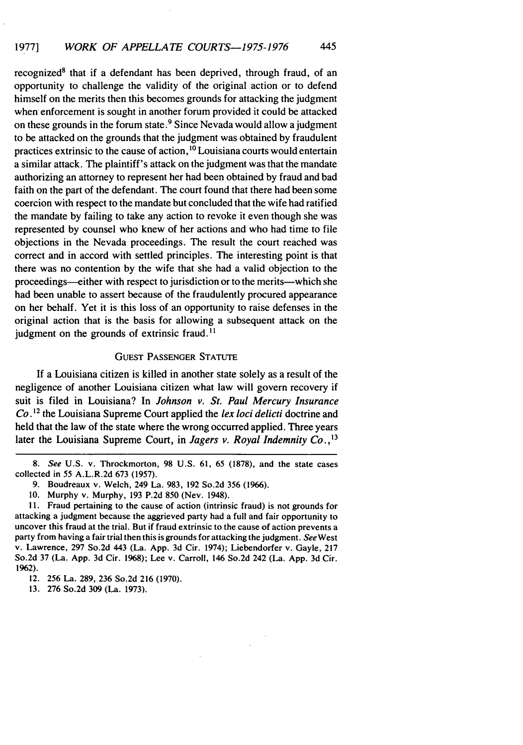recognized[8] that if a defendant has been deprived, through fraud, of an opportunity to challenge the validity of the original action or to defend himself on the merits then this becomes grounds for attacking the judgment when enforcement is sought in another forum provided it could be attacked on these grounds in the forum state.[9] Since Nevada would allow a judgment to be attacked on the grounds that the judgment was obtained by fraudulent practices extrinsic to the cause of action,[10] Louisiana courts would entertain a similar attack. The plaintiff's attack on the judgment was that the mandate authorizing an attorney to represent her had been obtained by fraud and bad faith on the part of the defendant. The court found that there had been some coercion with respect to the mandate but concluded that the wife had ratified the mandate by failing to take any action to revoke it even though she was represented by counsel who knew of her actions and who had time to file objections in the Nevada proceedings. The result the court reached was correct and in accord with settled principles. The interesting point is that there was no contention by the wife that she had a valid objection to the proceedings—either with respect to jurisdiction or to the merits—which she had been unable to assert because of the fraudulently procured appearance on her behalf. Yet it is this loss of an opportunity to raise defenses in the original action that is the basis for allowing a subsequent attack on the judgment on the grounds of extrinsic fraud.[11]

## GUEST PASSENGER STATUTE

If a Louisiana citizen is killed in another state solely as a result of the negligence of another Louisiana citizen what law will govern recovery if suit is filed in Louisiana? In *Johnson v. St. Paul Mercury Insurance Co.*[12] the Louisiana Supreme Court applied the *lex loci delicti* doctrine and held that the law of the state where the wrong occurred applied. Three years later the Louisiana Supreme Court, in *Jagers v. Royal Indemnity Co.*,[13]

---

8. *See* U.S. v. Throckmorton, 98 U.S. 61, 65 (1878), and the state cases collected in 55 A.L.R.2d 673 (1957).

9. Boudreaux v. Welch, 249 La. 983, 192 So.2d 356 (1966).

10. Murphy v. Murphy, 193 P.2d 850 (Nev. 1948).

11. Fraud pertaining to the cause of action (intrinsic fraud) is not grounds for attacking a judgment because the aggrieved party had a full and fair opportunity to uncover this fraud at the trial. But if fraud extrinsic to the cause of action prevents a party from having a fair trial then this is grounds for attacking the judgment. *See* West v. Lawrence, 297 So.2d 443 (La. App. 3d Cir. 1974); Liebendorfer v. Gayle, 217 So.2d 37 (La. App. 3d Cir. 1968); Lee v. Carroll, 146 So.2d 242 (La. App. 3d Cir. 1962).

12. 256 La. 289, 236 So.2d 216 (1970).

13. 276 So.2d 309 (La. 1973).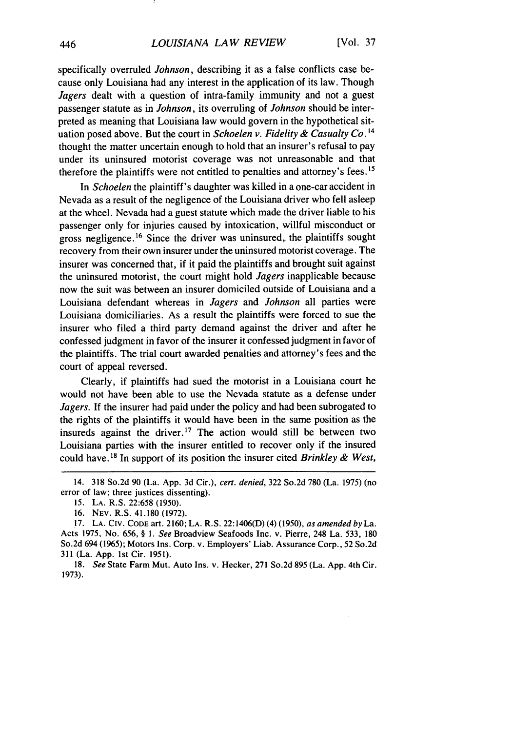specifically overruled *Johnson*, describing it as a false conflicts case because only Louisiana had any interest in the application of its law. Though *Jagers* dealt with a question of intra-family immunity and not a guest passenger statute as in *Johnson*, its overruling of *Johnson* should be interpreted as meaning that Louisiana law would govern in the hypothetical situation posed above. But the court in *Schoelen v. Fidelity & Casualty Co.*[14] thought the matter uncertain enough to hold that an insurer's refusal to pay under its uninsured motorist coverage was not unreasonable and that therefore the plaintiffs were not entitled to penalties and attorney's fees.[15]

In *Schoelen* the plaintiff's daughter was killed in a one-car accident in Nevada as a result of the negligence of the Louisiana driver who fell asleep at the wheel. Nevada had a guest statute which made the driver liable to his passenger only for injuries caused by intoxication, willful misconduct or gross negligence.[16] Since the driver was uninsured, the plaintiffs sought recovery from their own insurer under the uninsured motorist coverage. The insurer was concerned that, if it paid the plaintiffs and brought suit against the uninsured motorist, the court might hold *Jagers* inapplicable because now the suit was between an insurer domiciled outside of Louisiana and a Louisiana defendant whereas in *Jagers* and *Johnson* all parties were Louisiana domiciliaries. As a result the plaintiffs were forced to sue the insurer who filed a third party demand against the driver and after he confessed judgment in favor of the insurer it confessed judgment in favor of the plaintiffs. The trial court awarded penalties and attorney's fees and the court of appeal reversed.

Clearly, if plaintiffs had sued the motorist in a Louisiana court he would not have been able to use the Nevada statute as a defense under *Jagers*. If the insurer had paid under the policy and had been subrogated to the rights of the plaintiffs it would have been in the same position as the insureds against the driver.[17] The action would still be between two Louisiana parties with the insurer entitled to recover only if the insured could have.[18] In support of its position the insurer cited *Brinkley & West,*

---

14. 318 So.2d 90 (La. App. 3d Cir.), *cert. denied*, 322 So.2d 780 (La. 1975) (no error of law; three justices dissenting).

15. LA. R.S. 22:658 (1950).

16. NEV. R.S. 41.180 (1972).

17. LA. CIV. CODE art. 2160; LA. R.S. 22:1406(D) (4) (1950), *as amended by* La. Acts 1975, No. 656, § 1. *See* Broadview Seafoods Inc. v. Pierre, 248 La. 533, 180 So.2d 694 (1965); Motors Ins. Corp. v. Employers' Liab. Assurance Corp., 52 So.2d 311 (La. App. 1st Cir. 1951).

18. *See* State Farm Mut. Auto Ins. v. Hecker, 271 So.2d 895 (La. App. 4th Cir. 1973).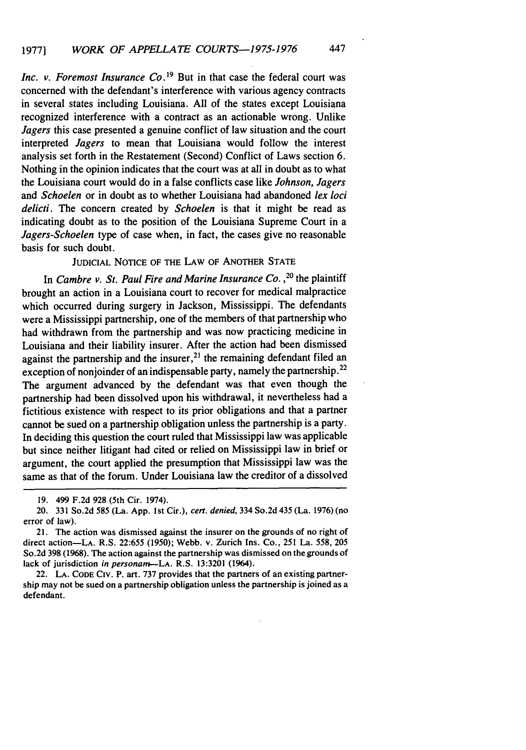*Inc. v. Foremost Insurance Co.*[19] But in that case the federal court was concerned with the defendant's interference with various agency contracts in several states including Louisiana. All of the states except Louisiana recognized interference with a contract as an actionable wrong. Unlike *Jagers* this case presented a genuine conflict of law situation and the court interpreted *Jagers* to mean that Louisiana would follow the interest analysis set forth in the Restatement (Second) Conflict of Laws section 6. Nothing in the opinion indicates that the court was at all in doubt as to what the Louisiana court would do in a false conflicts case like *Johnson, Jagers* and *Schoelen* or in doubt as to whether Louisiana had abandoned *lex loci delicti*. The concern created by *Schoelen* is that it might be read as indicating doubt as to the position of the Louisiana Supreme Court in a *Jagers-Schoelen* type of case when, in fact, the cases give no reasonable basis for such doubt.

JUDICIAL NOTICE OF THE LAW OF ANOTHER STATE

In *Cambre v. St. Paul Fire and Marine Insurance Co.*,[20] the plaintiff brought an action in a Louisiana court to recover for medical malpractice which occurred during surgery in Jackson, Mississippi. The defendants were a Mississippi partnership, one of the members of that partnership who had withdrawn from the partnership and was now practicing medicine in Louisiana and their liability insurer. After the action had been dismissed against the partnership and the insurer,[21] the remaining defendant filed an exception of nonjoinder of an indispensable party, namely the partnership.[22] The argument advanced by the defendant was that even though the partnership had been dissolved upon his withdrawal, it nevertheless had a fictitious existence with respect to its prior obligations and that a partner cannot be sued on a partnership obligation unless the partnership is a party. In deciding this question the court ruled that Mississippi law was applicable but since neither litigant had cited or relied on Mississippi law in brief or argument, the court applied the presumption that Mississippi law was the same as that of the forum. Under Louisiana law the creditor of a dissolved

---

19. 499 F.2d 928 (5th Cir. 1974).

20. 331 So.2d 585 (La. App. 1st Cir.), *cert. denied*, 334 So.2d 435 (La. 1976) (no error of law).

21. The action was dismissed against the insurer on the grounds of no right of direct action—LA. R.S. 22:655 (1950); Webb. v. Zurich Ins. Co., 251 La. 558, 205 So.2d 398 (1968). The action against the partnership was dismissed on the grounds of lack of jurisdiction *in personam*—LA. R.S. 13:3201 (1964).

22. LA. CODE CIV. P. art. 737 provides that the partners of an existing partnership may not be sued on a partnership obligation unless the partnership is joined as a defendant.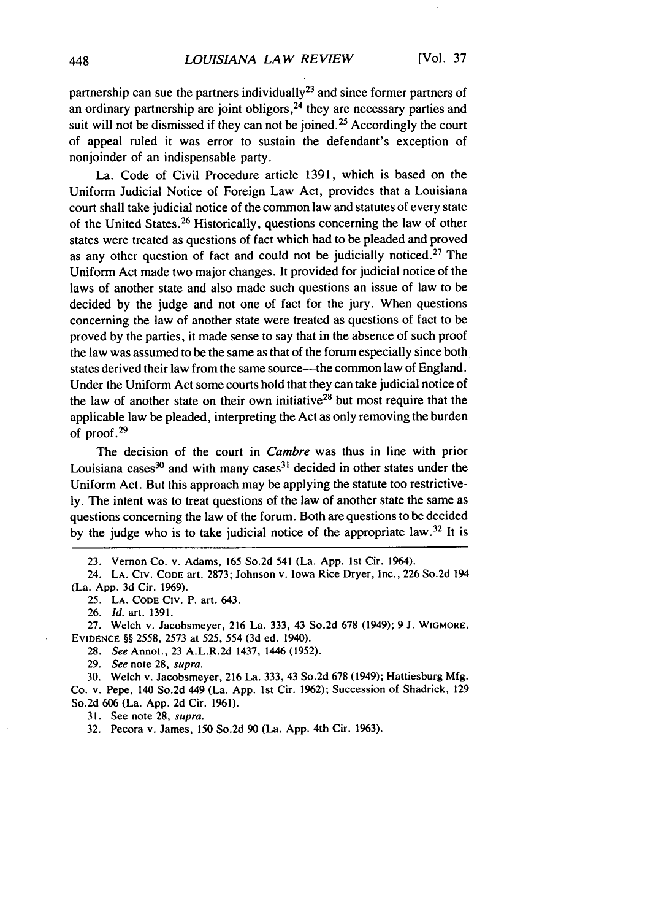partnership can sue the partners individually[23] and since former partners of an ordinary partnership are joint obligors,[24] they are necessary parties and suit will not be dismissed if they can not be joined.[25] Accordingly the court of appeal ruled it was error to sustain the defendant's exception of nonjoinder of an indispensable party.

La. Code of Civil Procedure article 1391, which is based on the Uniform Judicial Notice of Foreign Law Act, provides that a Louisiana court shall take judicial notice of the common law and statutes of every state of the United States.[26] Historically, questions concerning the law of other states were treated as questions of fact which had to be pleaded and proved as any other question of fact and could not be judicially noticed.[27] The Uniform Act made two major changes. It provided for judicial notice of the laws of another state and also made such questions an issue of law to be decided by the judge and not one of fact for the jury. When questions concerning the law of another state were treated as questions of fact to be proved by the parties, it made sense to say that in the absence of such proof the law was assumed to be the same as that of the forum especially since both states derived their law from the same source—the common law of England. Under the Uniform Act some courts hold that they can take judicial notice of the law of another state on their own initiative[28] but most require that the applicable law be pleaded, interpreting the Act as only removing the burden of proof.[29]

The decision of the court in *Cambre* was thus in line with prior Louisiana cases[30] and with many cases[31] decided in other states under the Uniform Act. But this approach may be applying the statute too restrictively. The intent was to treat questions of the law of another state the same as questions concerning the law of the forum. Both are questions to be decided by the judge who is to take judicial notice of the appropriate law.[32] It is

23. Vernon Co. v. Adams, 165 So.2d 541 (La. App. 1st Cir. 1964).

24. LA. CIV. CODE art. 2873; Johnson v. Iowa Rice Dryer, Inc., 226 So.2d 194 (La. App. 3d Cir. 1969).

25. LA. CODE CIV. P. art. 643.

26. *Id.* art. 1391.

27. Welch v. Jacobsmeyer, 216 La. 333, 43 So.2d 678 (1949); 9 J. WIGMORE, EVIDENCE §§ 2558, 2573 at 525, 554 (3d ed. 1940).

28. *See* Annot., 23 A.L.R.2d 1437, 1446 (1952).

29. *See* note 28, *supra.*

30. Welch v. Jacobsmeyer, 216 La. 333, 43 So.2d 678 (1949); Hattiesburg Mfg. Co. v. Pepe, 140 So.2d 449 (La. App. 1st Cir. 1962); Succession of Shadrick, 129 So.2d 606 (La. App. 2d Cir. 1961).

31. See note 28, *supra.*

32. Pecora v. James, 150 So.2d 90 (La. App. 4th Cir. 1963).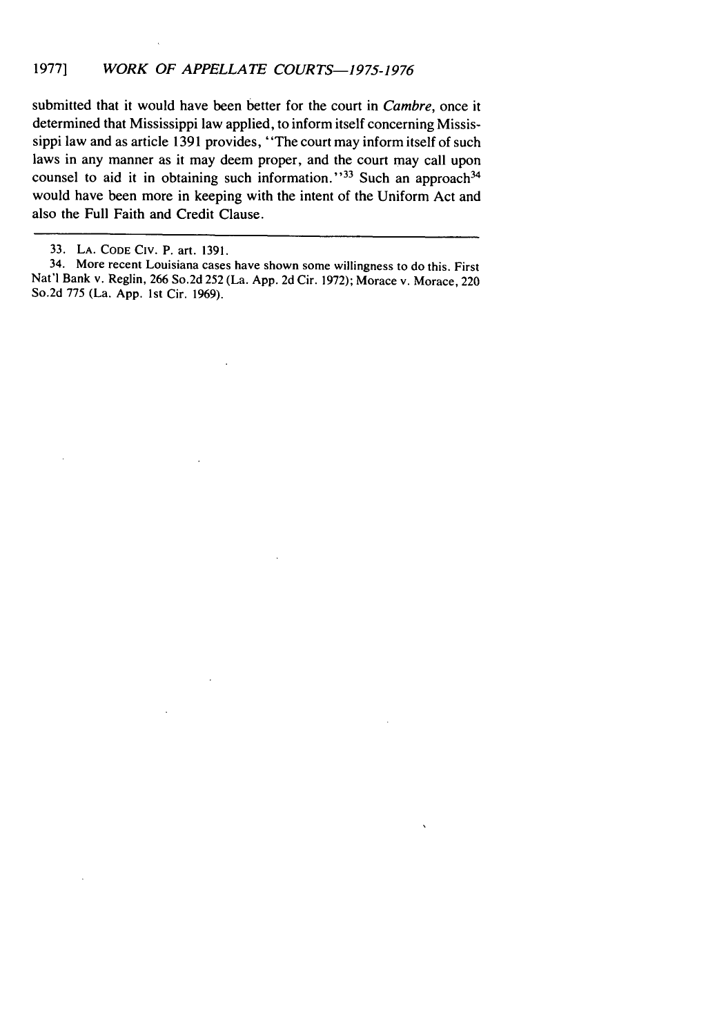submitted that it would have been better for the court in *Cambre*, once it determined that Mississippi law applied, to inform itself concerning Mississippi law and as article 1391 provides, "The court may inform itself of such laws in any manner as it may deem proper, and the court may call upon counsel to aid it in obtaining such information."[33] Such an approach[34] would have been more in keeping with the intent of the Uniform Act and also the Full Faith and Credit Clause.

---

33. LA. CODE CIV. P. art. 1391.

34. More recent Louisiana cases have shown some willingness to do this. First Nat'l Bank v. Reglin, 266 So.2d 252 (La. App. 2d Cir. 1972); Morace v. Morace, 220 So.2d 775 (La. App. 1st Cir. 1969).